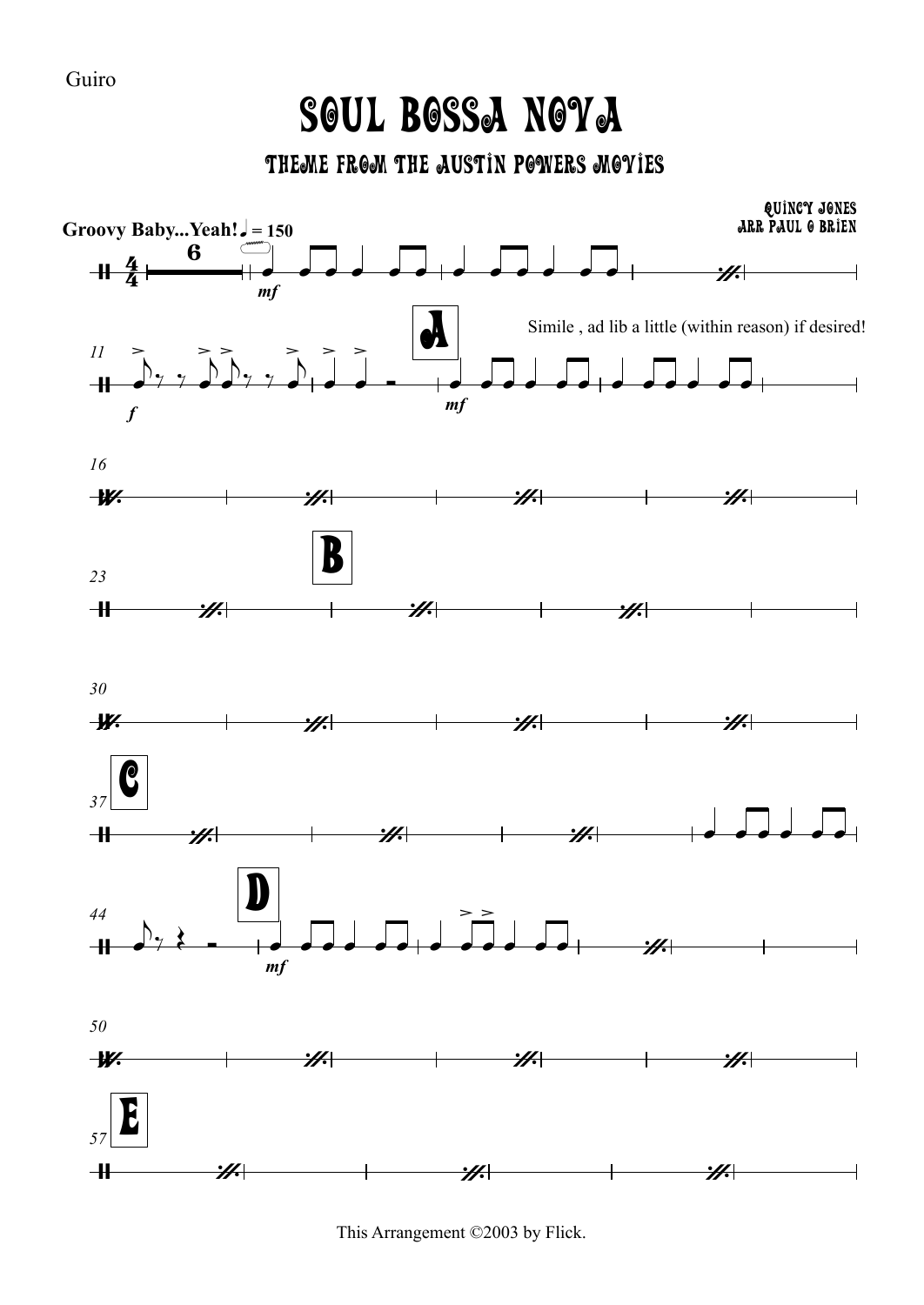Guiro

# SOUL BOSSA NOVA

## THEME FROM THE AUSTIN POWERS MOVIES

QUINCY JONES
ARR PAUL O BRIEN

**Groovy Baby...Yeah!** ♩ = 150

Simile , ad lib a little (within reason) if desired!

This Arrangement ©2003 by Flick.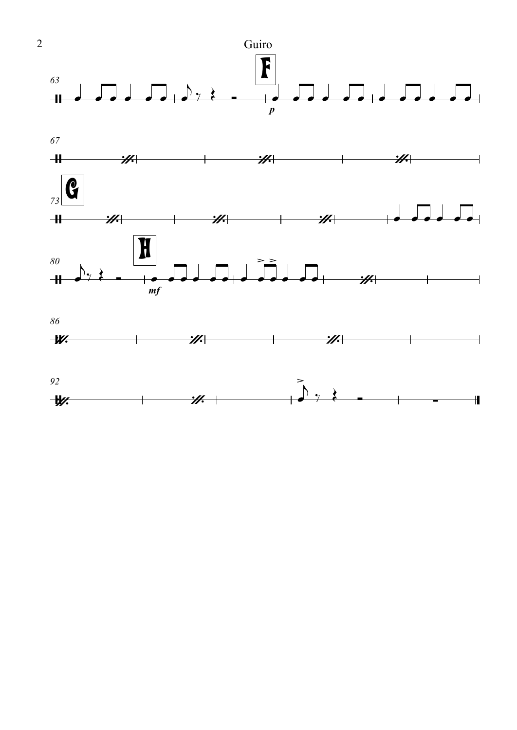Guiro

63

F

*p*

67

G

73

80

H

*mf*

86

92